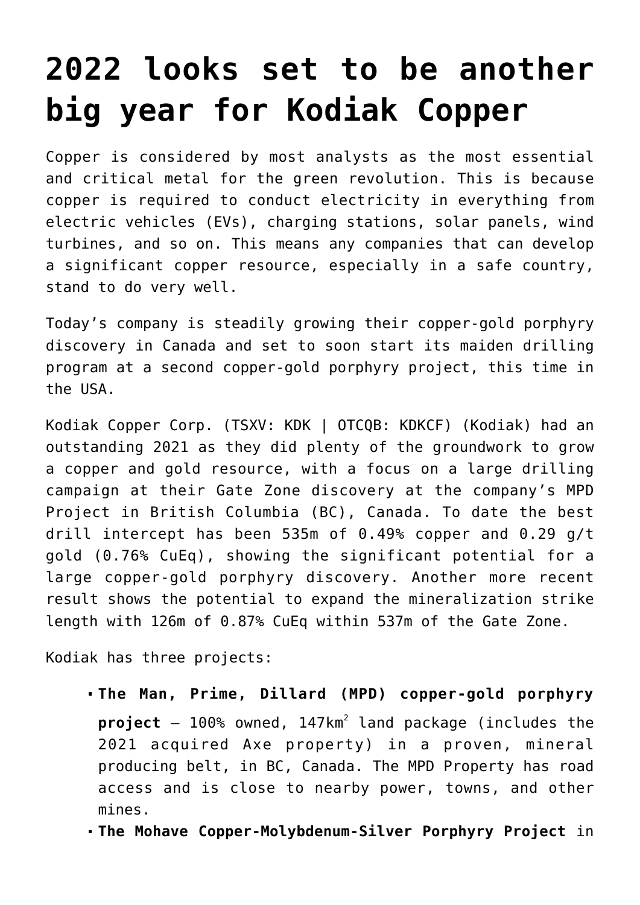# 2022 looks set to be another big year for Kodiak Copper

Copper is considered by most analysts as the most essential and critical metal for the green revolution. This is because copper is required to conduct electricity in everything from electric vehicles (EVs), charging stations, solar panels, wind turbines, and so on. This means any companies that can develop a significant copper resource, especially in a safe country, stand to do very well.

Today's company is steadily growing their copper-gold porphyry discovery in Canada and set to soon start its maiden drilling program at a second copper-gold porphyry project, this time in the USA.

Kodiak Copper Corp. (TSXV: KDK | OTCQB: KDKCF) (Kodiak) had an outstanding 2021 as they did plenty of the groundwork to grow a copper and gold resource, with a focus on a large drilling campaign at their Gate Zone discovery at the company's MPD Project in British Columbia (BC), Canada. To date the best drill intercept has been 535m of 0.49% copper and 0.29 g/t gold (0.76% CuEq), showing the significant potential for a large copper-gold porphyry discovery. Another more recent result shows the potential to expand the mineralization strike length with 126m of 0.87% CuEq within 537m of the Gate Zone.

Kodiak has three projects:

- **The Man, Prime, Dillard (MPD) copper-gold porphyry project** – 100% owned, 147km$^2$ land package (includes the 2021 acquired Axe property) in a proven, mineral producing belt, in BC, Canada. The MPD Property has road access and is close to nearby power, towns, and other mines.
- **The Mohave Copper-Molybdenum-Silver Porphyry Project** in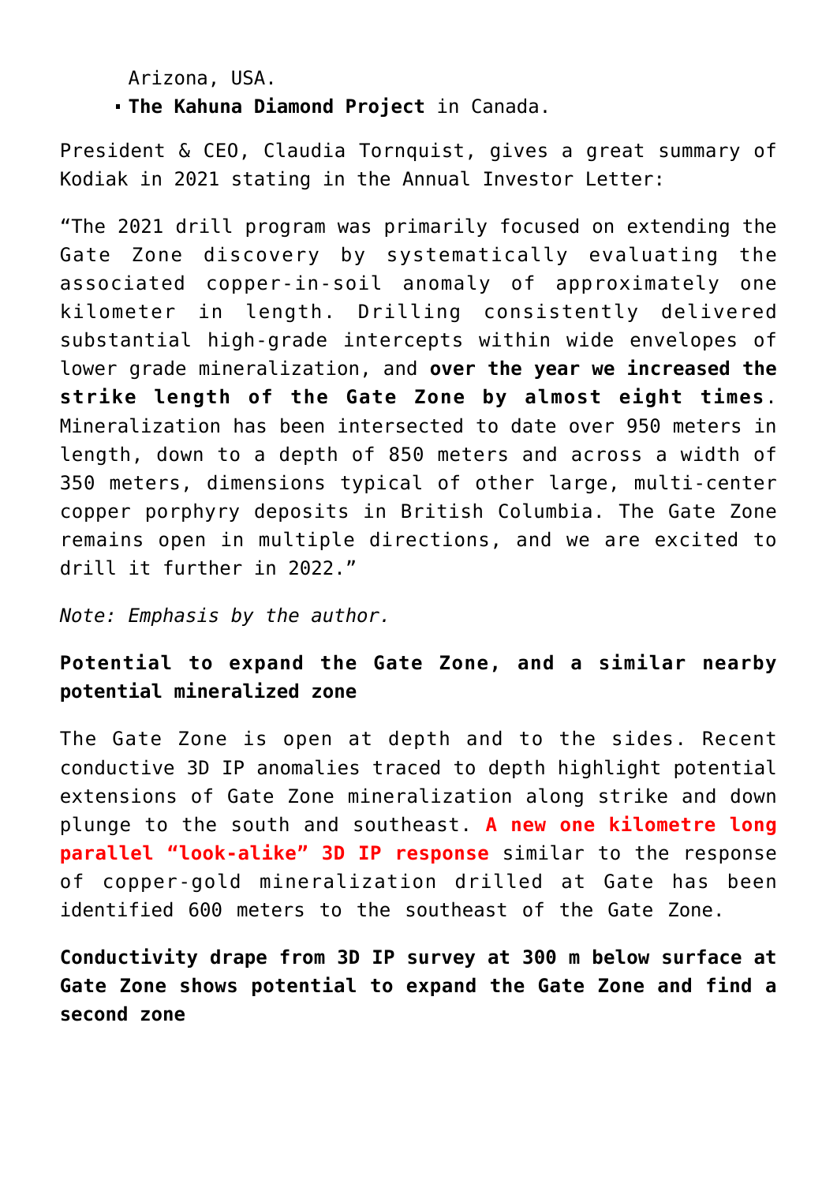Arizona, USA.
- **The Kahuna Diamond Project** in Canada.

President & CEO, Claudia Tornquist, gives a great summary of Kodiak in 2021 stating in the Annual Investor Letter:

"The 2021 drill program was primarily focused on extending the Gate Zone discovery by systematically evaluating the associated copper-in-soil anomaly of approximately one kilometer in length. Drilling consistently delivered substantial high-grade intercepts within wide envelopes of lower grade mineralization, and **over the year we increased the strike length of the Gate Zone by almost eight times**. Mineralization has been intersected to date over 950 meters in length, down to a depth of 850 meters and across a width of 350 meters, dimensions typical of other large, multi-center copper porphyry deposits in British Columbia. The Gate Zone remains open in multiple directions, and we are excited to drill it further in 2022."

*Note: Emphasis by the author.*

**Potential to expand the Gate Zone, and a similar nearby potential mineralized zone**

The Gate Zone is open at depth and to the sides. Recent conductive 3D IP anomalies traced to depth highlight potential extensions of Gate Zone mineralization along strike and down plunge to the south and southeast. **A new one kilometre long parallel "look-alike" 3D IP response** similar to the response of copper-gold mineralization drilled at Gate has been identified 600 meters to the southeast of the Gate Zone.

**Conductivity drape from 3D IP survey at 300 m below surface at Gate Zone shows potential to expand the Gate Zone and find a second zone**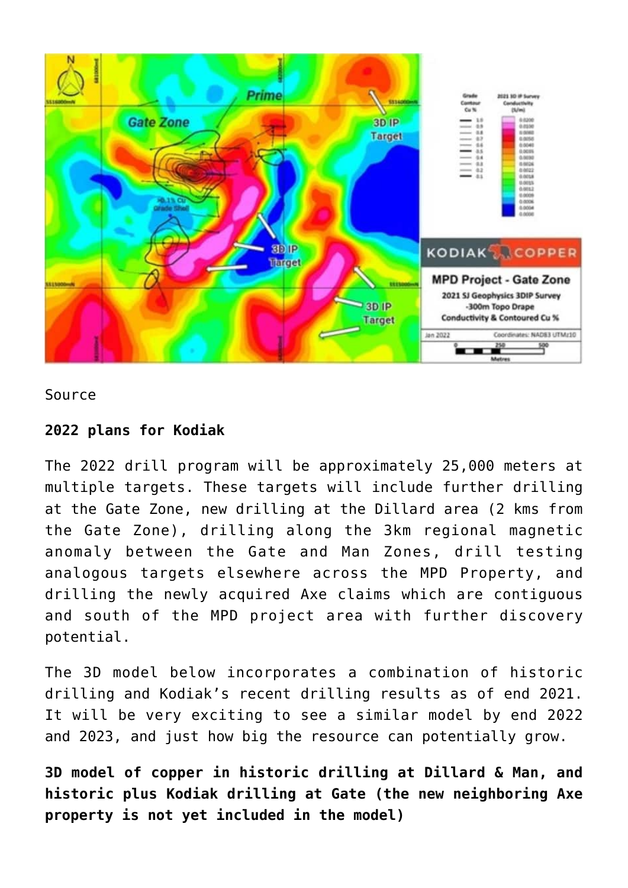Source

**2022 plans for Kodiak**

The 2022 drill program will be approximately 25,000 meters at multiple targets. These targets will include further drilling at the Gate Zone, new drilling at the Dillard area (2 kms from the Gate Zone), drilling along the 3km regional magnetic anomaly between the Gate and Man Zones, drill testing analogous targets elsewhere across the MPD Property, and drilling the newly acquired Axe claims which are contiguous and south of the MPD project area with further discovery potential.

The 3D model below incorporates a combination of historic drilling and Kodiak's recent drilling results as of end 2021. It will be very exciting to see a similar model by end 2022 and 2023, and just how big the resource can potentially grow.

**3D model of copper in historic drilling at Dillard & Man, and historic plus Kodiak drilling at Gate (the new neighboring Axe property is not yet included in the model)**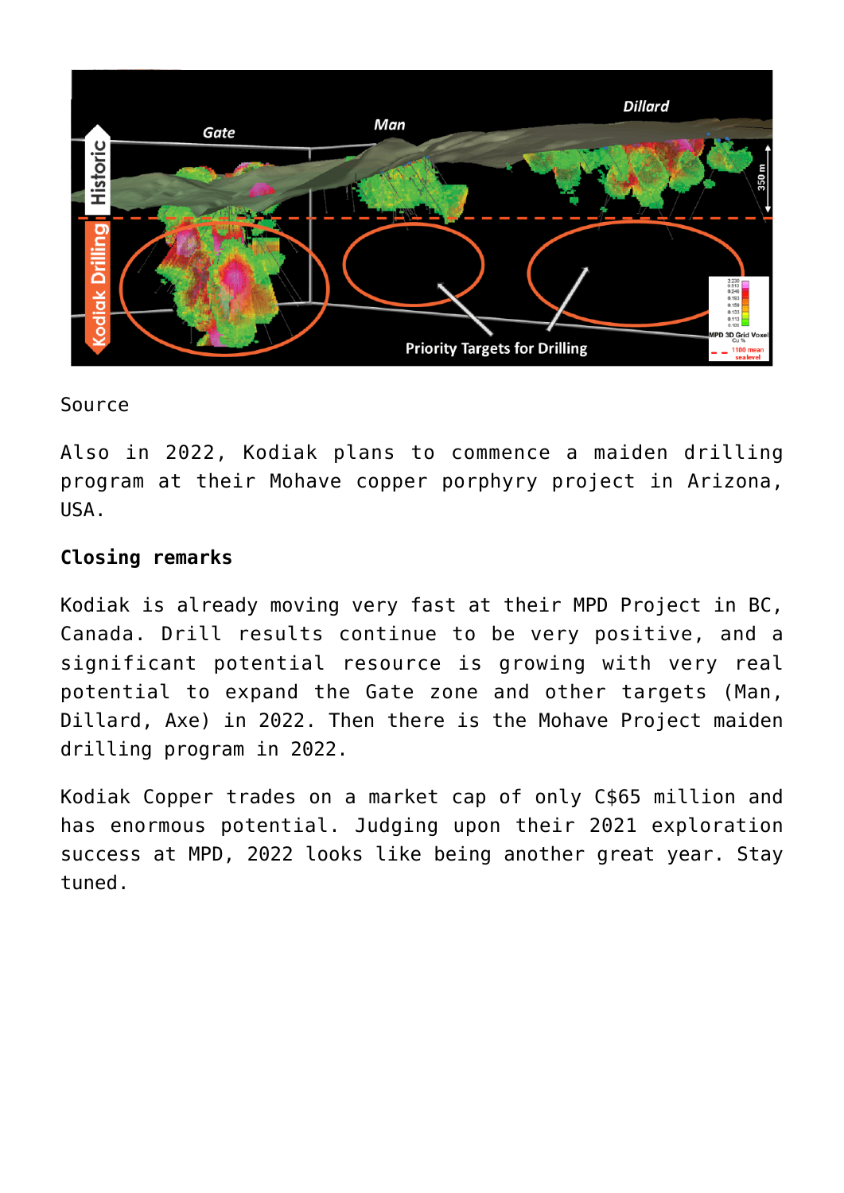Gate

Man

Dillard

Historic

Kodiak Drilling

350 m

Priority Targets for Drilling

MPD 3D Grid Voxel Cu %

1100 mean sea level

Source

Also in 2022, Kodiak plans to commence a maiden drilling program at their Mohave copper porphyry project in Arizona, USA.

**Closing remarks**

Kodiak is already moving very fast at their MPD Project in BC, Canada. Drill results continue to be very positive, and a significant potential resource is growing with very real potential to expand the Gate zone and other targets (Man, Dillard, Axe) in 2022. Then there is the Mohave Project maiden drilling program in 2022.

Kodiak Copper trades on a market cap of only C$65 million and has enormous potential. Judging upon their 2021 exploration success at MPD, 2022 looks like being another great year. Stay tuned.